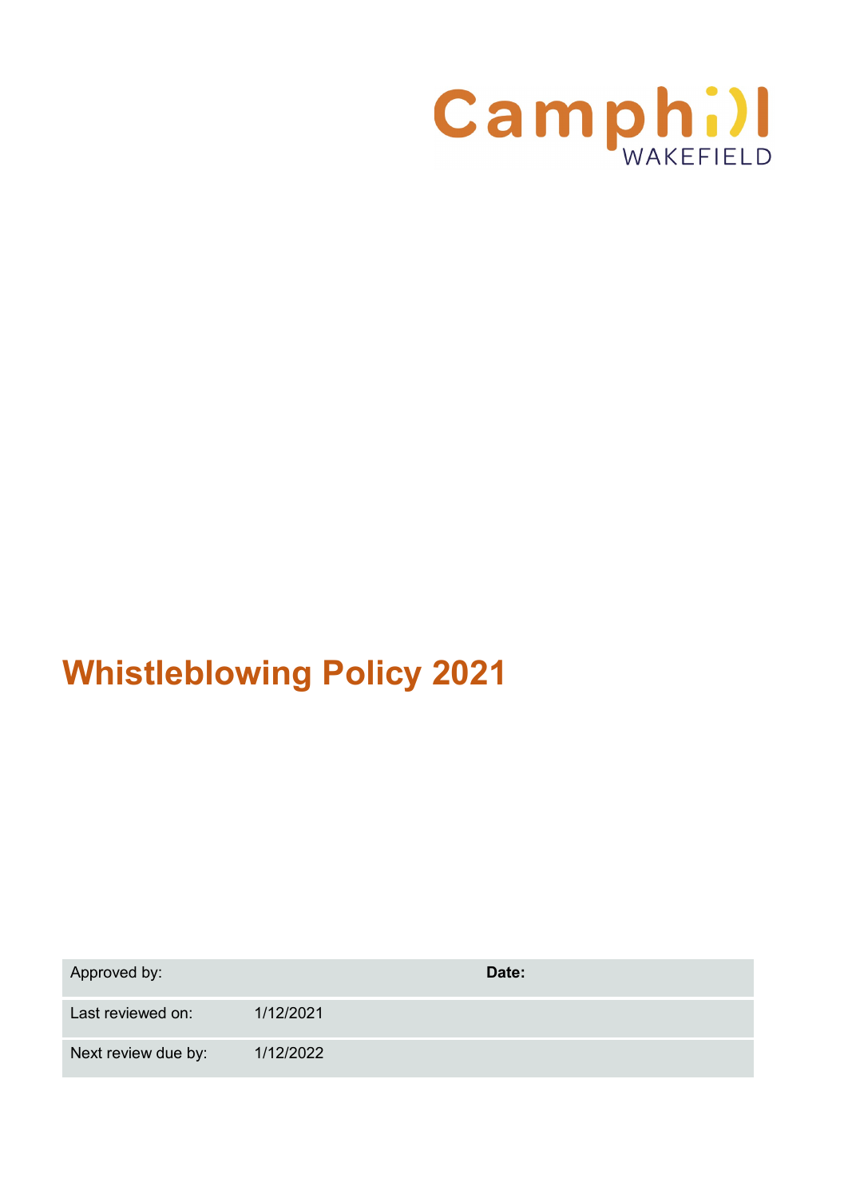Camphill WAKEFIELD

# Whistleblowing Policy 2021

| Approved by: | | Date: |
|---|---|---|
| Last reviewed on: | 1/12/2021 | |
| Next review due by: | 1/12/2022 | |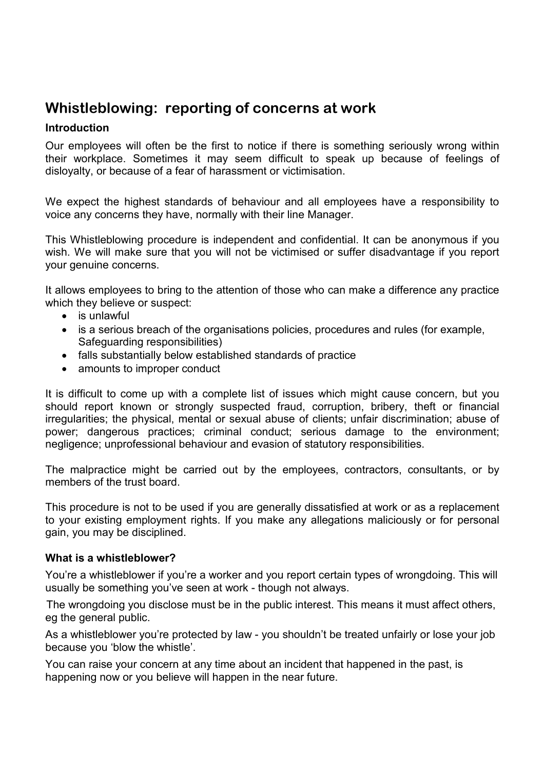## Whistleblowing: reporting of concerns at work

### Introduction

Our employees will often be the first to notice if there is something seriously wrong within their workplace. Sometimes it may seem difficult to speak up because of feelings of disloyalty, or because of a fear of harassment or victimisation.

We expect the highest standards of behaviour and all employees have a responsibility to voice any concerns they have, normally with their line Manager.

This Whistleblowing procedure is independent and confidential. It can be anonymous if you wish. We will make sure that you will not be victimised or suffer disadvantage if you report your genuine concerns.

It allows employees to bring to the attention of those who can make a difference any practice which they believe or suspect:

- is unlawful
- is a serious breach of the organisations policies, procedures and rules (for example, Safeguarding responsibilities)
- falls substantially below established standards of practice
- amounts to improper conduct

It is difficult to come up with a complete list of issues which might cause concern, but you should report known or strongly suspected fraud, corruption, bribery, theft or financial irregularities; the physical, mental or sexual abuse of clients; unfair discrimination; abuse of power; dangerous practices; criminal conduct; serious damage to the environment; negligence; unprofessional behaviour and evasion of statutory responsibilities.

The malpractice might be carried out by the employees, contractors, consultants, or by members of the trust board.

This procedure is not to be used if you are generally dissatisfied at work or as a replacement to your existing employment rights. If you make any allegations maliciously or for personal gain, you may be disciplined.

### What is a whistleblower?

You're a whistleblower if you're a worker and you report certain types of wrongdoing. This will usually be something you've seen at work - though not always.

The wrongdoing you disclose must be in the public interest. This means it must affect others, eg the general public.

As a whistleblower you're protected by law - you shouldn't be treated unfairly or lose your job because you 'blow the whistle'.

You can raise your concern at any time about an incident that happened in the past, is happening now or you believe will happen in the near future.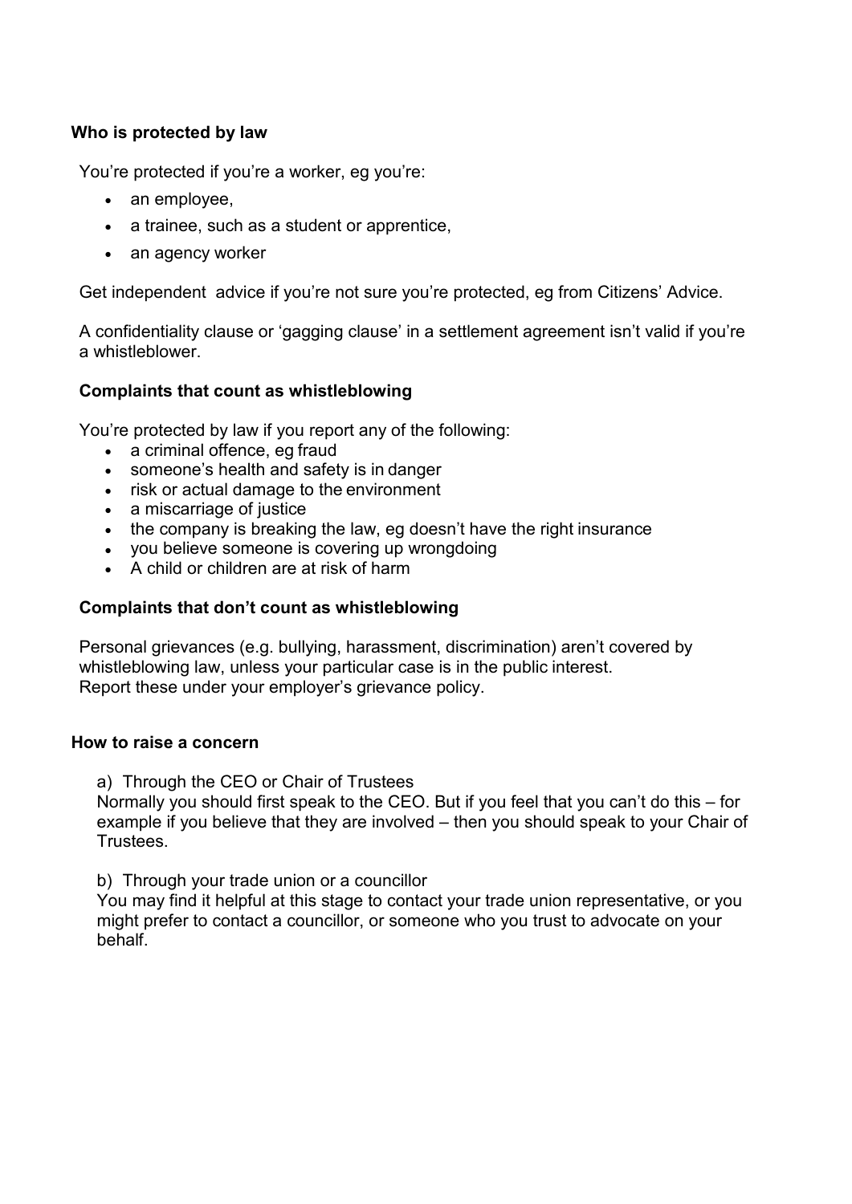**Who is protected by law**

You're protected if you're a worker, eg you're:

- an employee,
- a trainee, such as a student or apprentice,
- an agency worker

Get independent advice if you're not sure you're protected, eg from Citizens' Advice.

A confidentiality clause or 'gagging clause' in a settlement agreement isn't valid if you're a whistleblower.

**Complaints that count as whistleblowing**

You're protected by law if you report any of the following:

- a criminal offence, eg fraud
- someone's health and safety is in danger
- risk or actual damage to the environment
- a miscarriage of justice
- the company is breaking the law, eg doesn't have the right insurance
- you believe someone is covering up wrongdoing
- A child or children are at risk of harm

**Complaints that don't count as whistleblowing**

Personal grievances (e.g. bullying, harassment, discrimination) aren't covered by whistleblowing law, unless your particular case is in the public interest.
Report these under your employer's grievance policy.

**How to raise a concern**

a) Through the CEO or Chair of Trustees
Normally you should first speak to the CEO. But if you feel that you can't do this – for example if you believe that they are involved – then you should speak to your Chair of Trustees.

b) Through your trade union or a councillor
You may find it helpful at this stage to contact your trade union representative, or you might prefer to contact a councillor, or someone who you trust to advocate on your behalf.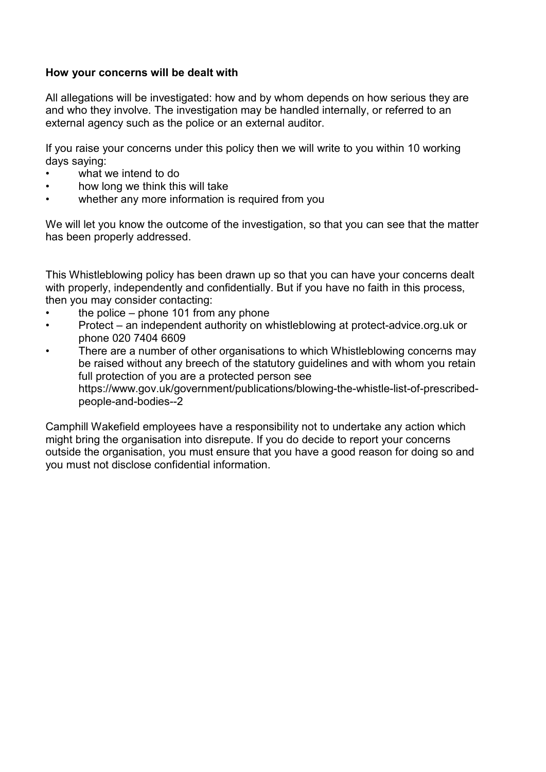**How your concerns will be dealt with**

All allegations will be investigated: how and by whom depends on how serious they are and who they involve. The investigation may be handled internally, or referred to an external agency such as the police or an external auditor.

If you raise your concerns under this policy then we will write to you within 10 working days saying:

- what we intend to do
- how long we think this will take
- whether any more information is required from you

We will let you know the outcome of the investigation, so that you can see that the matter has been properly addressed.

This Whistleblowing policy has been drawn up so that you can have your concerns dealt with properly, independently and confidentially. But if you have no faith in this process, then you may consider contacting:

- the police – phone 101 from any phone
- Protect – an independent authority on whistleblowing at protect-advice.org.uk or phone 020 7404 6609
- There are a number of other organisations to which Whistleblowing concerns may be raised without any breech of the statutory guidelines and with whom you retain full protection of you are a protected person see https://www.gov.uk/government/publications/blowing-the-whistle-list-of-prescribed-people-and-bodies--2

Camphill Wakefield employees have a responsibility not to undertake any action which might bring the organisation into disrepute. If you do decide to report your concerns outside the organisation, you must ensure that you have a good reason for doing so and you must not disclose confidential information.